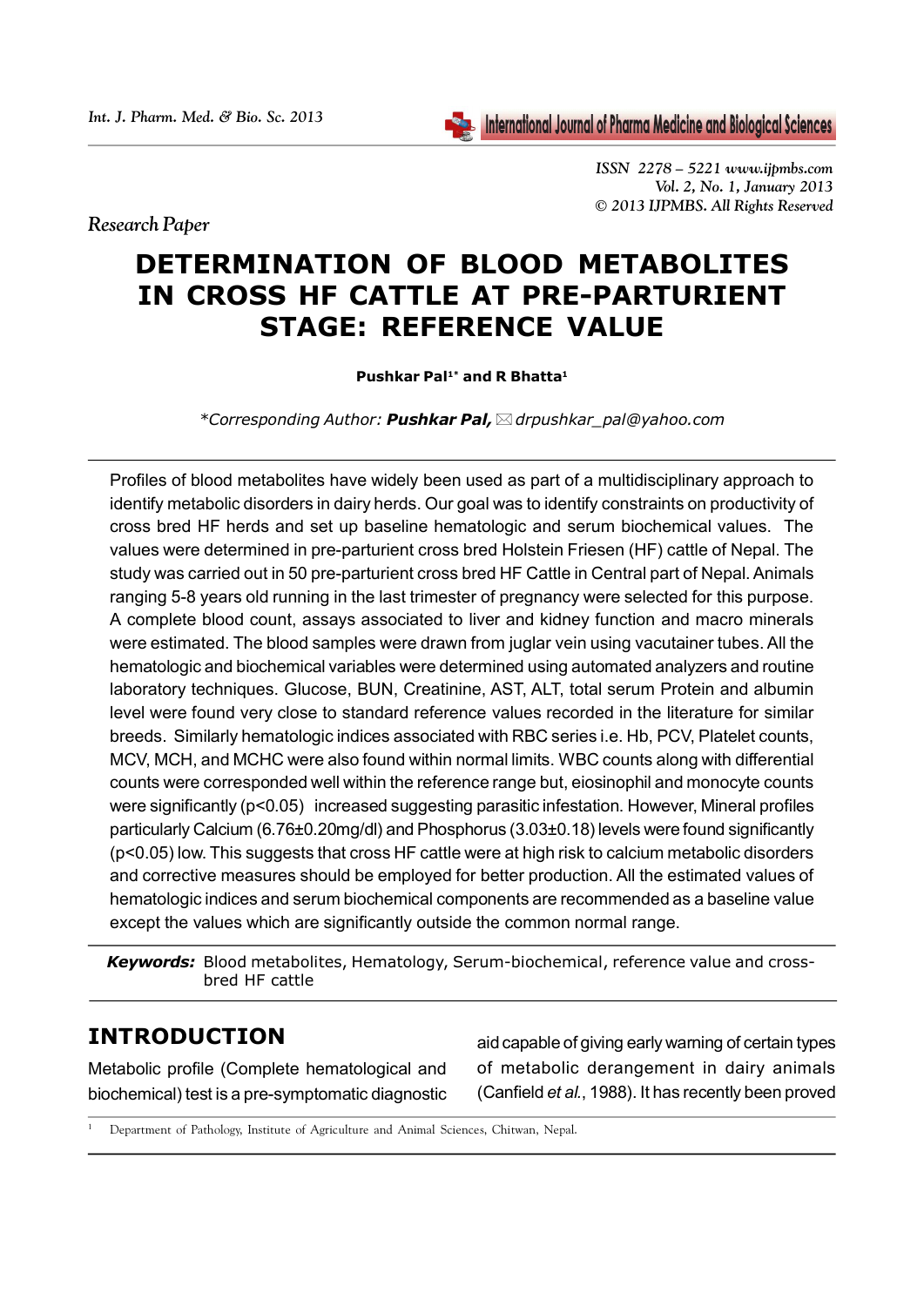*Research Paper*

# DETERMINATION OF BLOOD METABOLITES IN CROSS HF CATTLE AT PRE-PARTURIENT STAGE: REFERENCE VALUE

**Pushkar Pal[1*] and R Bhatta[1]**

*\*Corresponding Author:* ***Pushkar Pal,*** ✉ *drpushkar_pal@yahoo.com*

Profiles of blood metabolites have widely been used as part of a multidisciplinary approach to identify metabolic disorders in dairy herds. Our goal was to identify constraints on productivity of cross bred HF herds and set up baseline hematologic and serum biochemical values. The values were determined in pre-parturient cross bred Holstein Friesen (HF) cattle of Nepal. The study was carried out in 50 pre-parturient cross bred HF Cattle in Central part of Nepal. Animals ranging 5-8 years old running in the last trimester of pregnancy were selected for this purpose. A complete blood count, assays associated to liver and kidney function and macro minerals were estimated. The blood samples were drawn from juglar vein using vacutainer tubes. All the hematologic and biochemical variables were determined using automated analyzers and routine laboratory techniques. Glucose, BUN, Creatinine, AST, ALT, total serum Protein and albumin level were found very close to standard reference values recorded in the literature for similar breeds. Similarly hematologic indices associated with RBC series i.e. Hb, PCV, Platelet counts, MCV, MCH, and MCHC were also found within normal limits. WBC counts along with differential counts were corresponded well within the reference range but, eiosinophil and monocyte counts were significantly ($p<0.05$) increased suggesting parasitic infestation. However, Mineral profiles particularly Calcium (6.76±0.20mg/dl) and Phosphorus (3.03±0.18) levels were found significantly ($p<0.05$) low. This suggests that cross HF cattle were at high risk to calcium metabolic disorders and corrective measures should be employed for better production. All the estimated values of hematologic indices and serum biochemical components are recommended as a baseline value except the values which are significantly outside the common normal range.

***Keywords:*** Blood metabolites, Hematology, Serum-biochemical, reference value and cross-bred HF cattle

## INTRODUCTION

Metabolic profile (Complete hematological and biochemical) test is a pre-symptomatic diagnostic aid capable of giving early warning of certain types of metabolic derangement in dairy animals (Canfield *et al.*, 1988). It has recently been proved

[1] Department of Pathology, Institute of Agriculture and Animal Sciences, Chitwan, Nepal.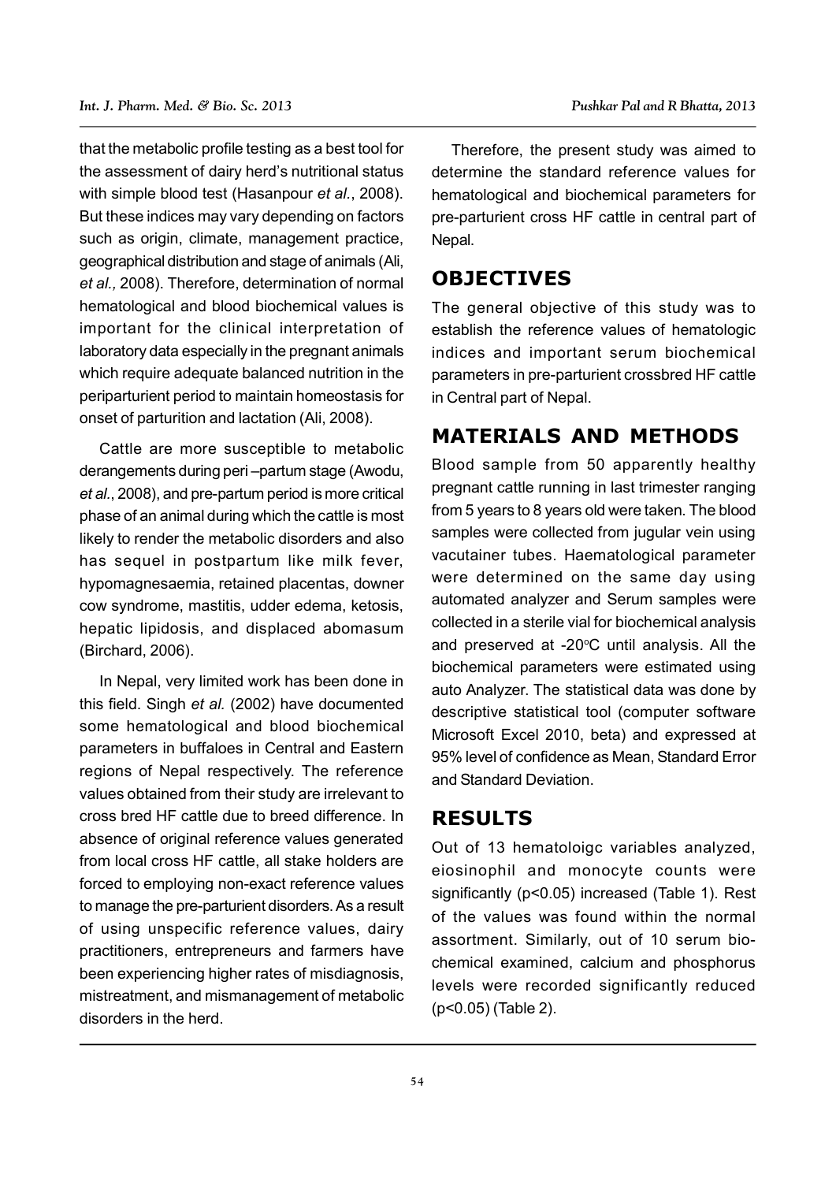that the metabolic profile testing as a best tool for the assessment of dairy herd's nutritional status with simple blood test (Hasanpour *et al.*, 2008). But these indices may vary depending on factors such as origin, climate, management practice, geographical distribution and stage of animals (Ali, *et al.,* 2008). Therefore, determination of normal hematological and blood biochemical values is important for the clinical interpretation of laboratory data especially in the pregnant animals which require adequate balanced nutrition in the periparturient period to maintain homeostasis for onset of parturition and lactation (Ali, 2008).

Cattle are more susceptible to metabolic derangements during peri –partum stage (Awodu, *et al.*, 2008), and pre-partum period is more critical phase of an animal during which the cattle is most likely to render the metabolic disorders and also has sequel in postpartum like milk fever, hypomagnesaemia, retained placentas, downer cow syndrome, mastitis, udder edema, ketosis, hepatic lipidosis, and displaced abomasum (Birchard, 2006).

In Nepal, very limited work has been done in this field. Singh *et al.* (2002) have documented some hematological and blood biochemical parameters in buffaloes in Central and Eastern regions of Nepal respectively. The reference values obtained from their study are irrelevant to cross bred HF cattle due to breed difference. In absence of original reference values generated from local cross HF cattle, all stake holders are forced to employing non-exact reference values to manage the pre-parturient disorders. As a result of using unspecific reference values, dairy practitioners, entrepreneurs and farmers have been experiencing higher rates of misdiagnosis, mistreatment, and mismanagement of metabolic disorders in the herd.

Therefore, the present study was aimed to determine the standard reference values for hematological and biochemical parameters for pre-parturient cross HF cattle in central part of Nepal.

## OBJECTIVES

The general objective of this study was to establish the reference values of hematologic indices and important serum biochemical parameters in pre-parturient crossbred HF cattle in Central part of Nepal.

## MATERIALS AND METHODS

Blood sample from 50 apparently healthy pregnant cattle running in last trimester ranging from 5 years to 8 years old were taken. The blood samples were collected from jugular vein using vacutainer tubes. Haematological parameter were determined on the same day using automated analyzer and Serum samples were collected in a sterile vial for biochemical analysis and preserved at -20°C until analysis. All the biochemical parameters were estimated using auto Analyzer. The statistical data was done by descriptive statistical tool (computer software Microsoft Excel 2010, beta) and expressed at 95% level of confidence as Mean, Standard Error and Standard Deviation.

## RESULTS

Out of 13 hematoloigc variables analyzed, eiosinophil and monocyte counts were significantly ($p<0.05$) increased (Table 1). Rest of the values was found within the normal assortment. Similarly, out of 10 serum bio-chemical examined, calcium and phosphorus levels were recorded significantly reduced ($p<0.05$) (Table 2).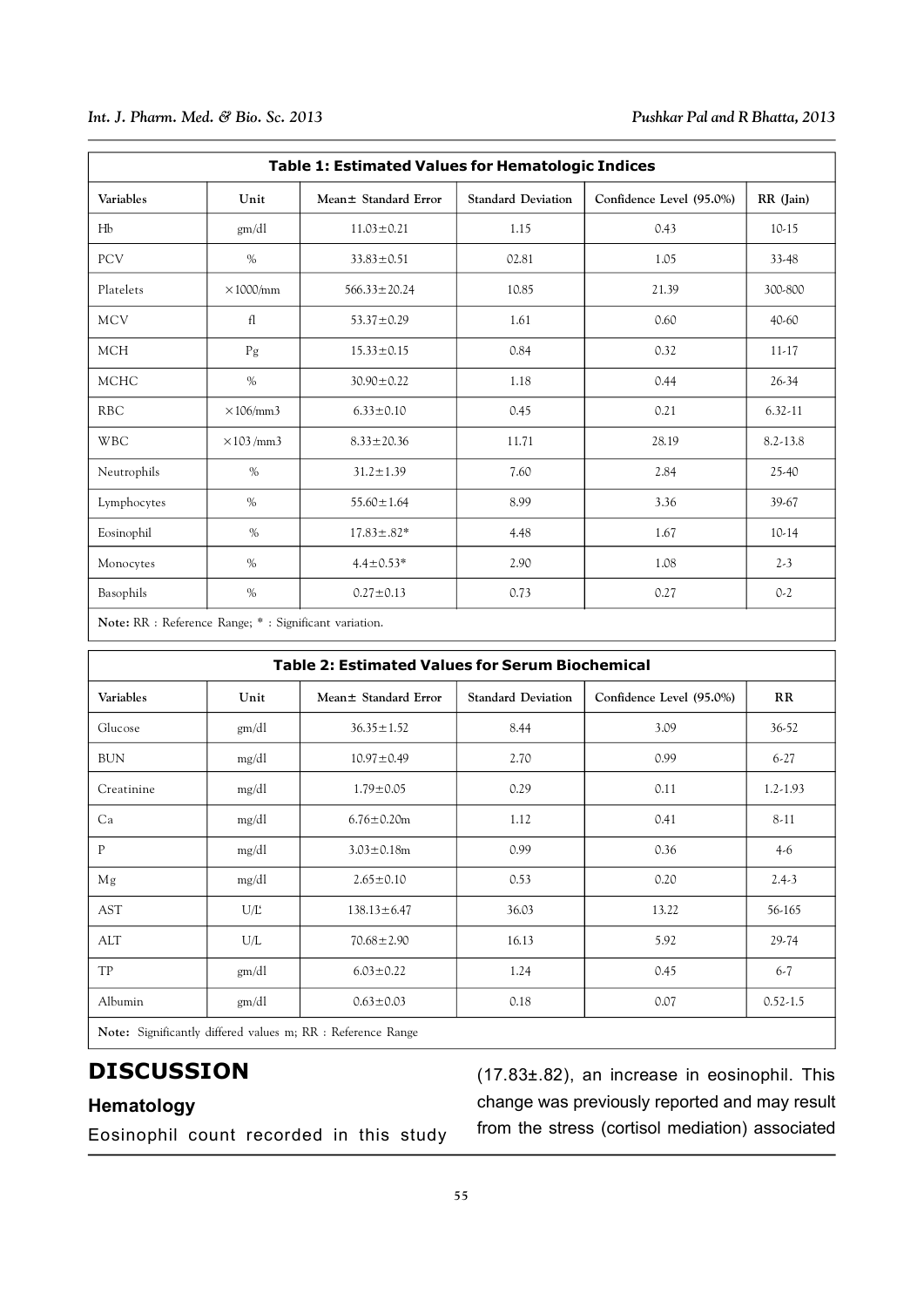| Table 1: Estimated Values for Hematologic Indices | | | | | |
|---|---|---|---|---|---|
| Variables | Unit | Mean± Standard Error | Standard Deviation | Confidence Level (95.0%) | RR (Jain) |
| Hb | gm/dl | 11.03±0.21 | 1.15 | 0.43 | 10-15 |
| PCV | % | 33.83±0.51 | 02.81 | 1.05 | 33-48 |
| Platelets | ×1000/mm | 566.33±20.24 | 10.85 | 21.39 | 300-800 |
| MCV | fl | 53.37±0.29 | 1.61 | 0.60 | 40-60 |
| MCH | Pg | 15.33±0.15 | 0.84 | 0.32 | 11-17 |
| MCHC | % | 30.90±0.22 | 1.18 | 0.44 | 26-34 |
| RBC | ×106/mm3 | 6.33±0.10 | 0.45 | 0.21 | 6.32-11 |
| WBC | ×103 /mm3 | 8.33±20.36 | 11.71 | 28.19 | 8.2-13.8 |
| Neutrophils | % | 31.2±1.39 | 7.60 | 2.84 | 25-40 |
| Lymphocytes | % | 55.60±1.64 | 8.99 | 3.36 | 39-67 |
| Eosinophil | % | 17.83±.82* | 4.48 | 1.67 | 10-14 |
| Monocytes | % | 4.4±0.53* | 2.90 | 1.08 | 2-3 |
| Basophils | % | 0.27±0.13 | 0.73 | 0.27 | 0-2 |

**Note:** RR : Reference Range; * : Significant variation.

| Table 2: Estimated Values for Serum Biochemical | | | | | |
|---|---|---|---|---|---|
| Variables | Unit | Mean± Standard Error | Standard Deviation | Confidence Level (95.0%) | RR |
| Glucose | gm/dl | 36.35±1.52 | 8.44 | 3.09 | 36-52 |
| BUN | mg/dl | 10.97±0.49 | 2.70 | 0.99 | 6-27 |
| Creatinine | mg/dl | 1.79±0.05 | 0.29 | 0.11 | 1.2-1.93 |
| Ca | mg/dl | 6.76±0.20m | 1.12 | 0.41 | 8-11 |
| P | mg/dl | 3.03±0.18m | 0.99 | 0.36 | 4-6 |
| Mg | mg/dl | 2.65±0.10 | 0.53 | 0.20 | 2.4-3 |
| AST | U/L | 138.13±6.47 | 36.03 | 13.22 | 56-165 |
| ALT | U/L | 70.68±2.90 | 16.13 | 5.92 | 29-74 |
| TP | gm/dl | 6.03±0.22 | 1.24 | 0.45 | 6-7 |
| Albumin | gm/dl | 0.63±0.03 | 0.18 | 0.07 | 0.52-1.5 |

**Note:** Significantly differed values m; RR : Reference Range

# DISCUSSION

## Hematology

Eosinophil count recorded in this study (17.83±.82), an increase in eosinophil. This change was previously reported and may result from the stress (cortisol mediation) associated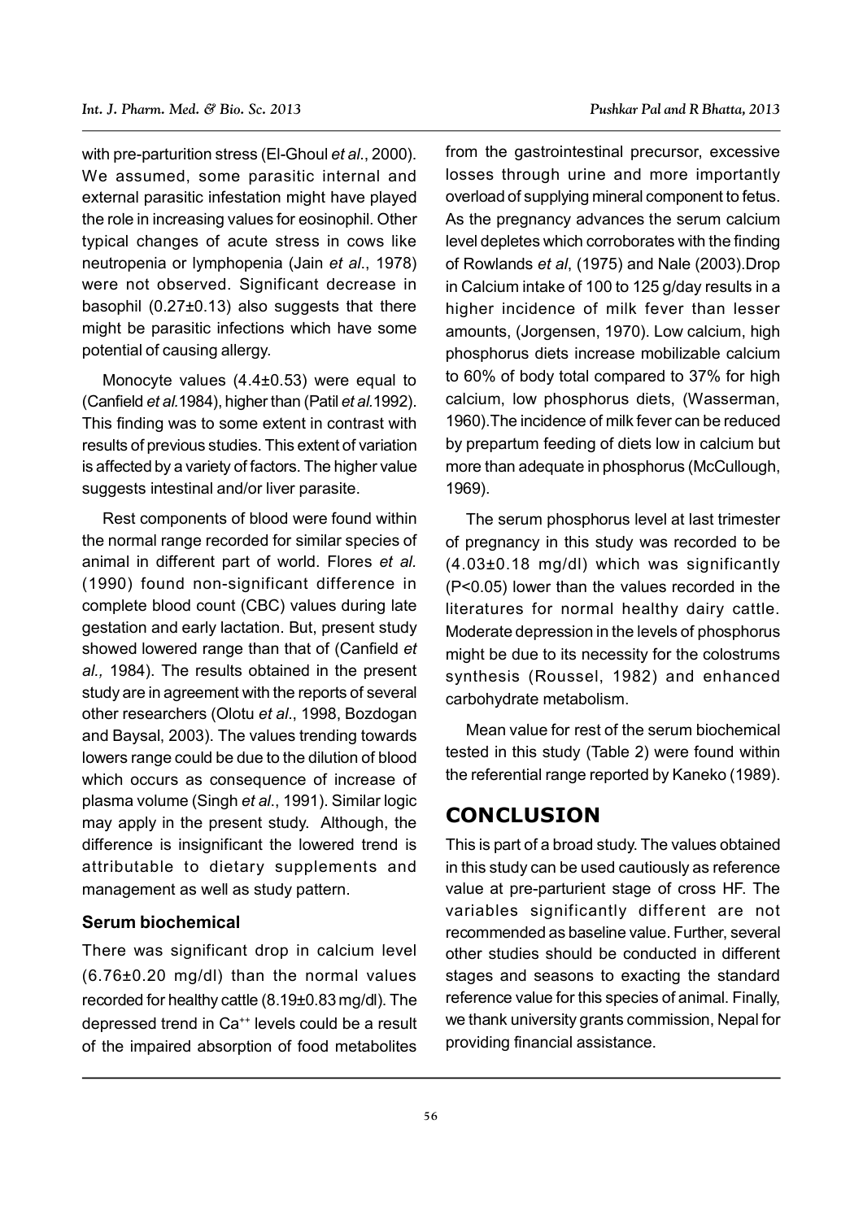with pre-parturition stress (El-Ghoul *et al*., 2000). We assumed, some parasitic internal and external parasitic infestation might have played the role in increasing values for eosinophil. Other typical changes of acute stress in cows like neutropenia or lymphopenia (Jain *et al*., 1978) were not observed. Significant decrease in basophil (0.27±0.13) also suggests that there might be parasitic infections which have some potential of causing allergy.

Monocyte values (4.4±0.53) were equal to (Canfield *et al.*1984), higher than (Patil *et al.*1992). This finding was to some extent in contrast with results of previous studies. This extent of variation is affected by a variety of factors. The higher value suggests intestinal and/or liver parasite.

Rest components of blood were found within the normal range recorded for similar species of animal in different part of world. Flores *et al.* (1990) found non-significant difference in complete blood count (CBC) values during late gestation and early lactation. But, present study showed lowered range than that of (Canfield *et al.,* 1984). The results obtained in the present study are in agreement with the reports of several other researchers (Olotu *et al*., 1998, Bozdogan and Baysal, 2003). The values trending towards lowers range could be due to the dilution of blood which occurs as consequence of increase of plasma volume (Singh *et al*., 1991). Similar logic may apply in the present study. Although, the difference is insignificant the lowered trend is attributable to dietary supplements and management as well as study pattern.

### Serum biochemical

There was significant drop in calcium level (6.76±0.20 mg/dl) than the normal values recorded for healthy cattle (8.19±0.83 mg/dl). The depressed trend in $Ca^{++}$ levels could be a result of the impaired absorption of food metabolites from the gastrointestinal precursor, excessive losses through urine and more importantly overload of supplying mineral component to fetus. As the pregnancy advances the serum calcium level depletes which corroborates with the finding of Rowlands *et al*, (1975) and Nale (2003).Drop in Calcium intake of 100 to 125 g/day results in a higher incidence of milk fever than lesser amounts, (Jorgensen, 1970). Low calcium, high phosphorus diets increase mobilizable calcium to 60% of body total compared to 37% for high calcium, low phosphorus diets, (Wasserman, 1960).The incidence of milk fever can be reduced by prepartum feeding of diets low in calcium but more than adequate in phosphorus (McCullough, 1969).

The serum phosphorus level at last trimester of pregnancy in this study was recorded to be (4.03±0.18 mg/dl) which was significantly ($P<0.05$) lower than the values recorded in the literatures for normal healthy dairy cattle. Moderate depression in the levels of phosphorus might be due to its necessity for the colostrums synthesis (Roussel, 1982) and enhanced carbohydrate metabolism.

Mean value for rest of the serum biochemical tested in this study (Table 2) were found within the referential range reported by Kaneko (1989).

## CONCLUSION

This is part of a broad study. The values obtained in this study can be used cautiously as reference value at pre-parturient stage of cross HF. The variables significantly different are not recommended as baseline value. Further, several other studies should be conducted in different stages and seasons to exacting the standard reference value for this species of animal. Finally, we thank university grants commission, Nepal for providing financial assistance.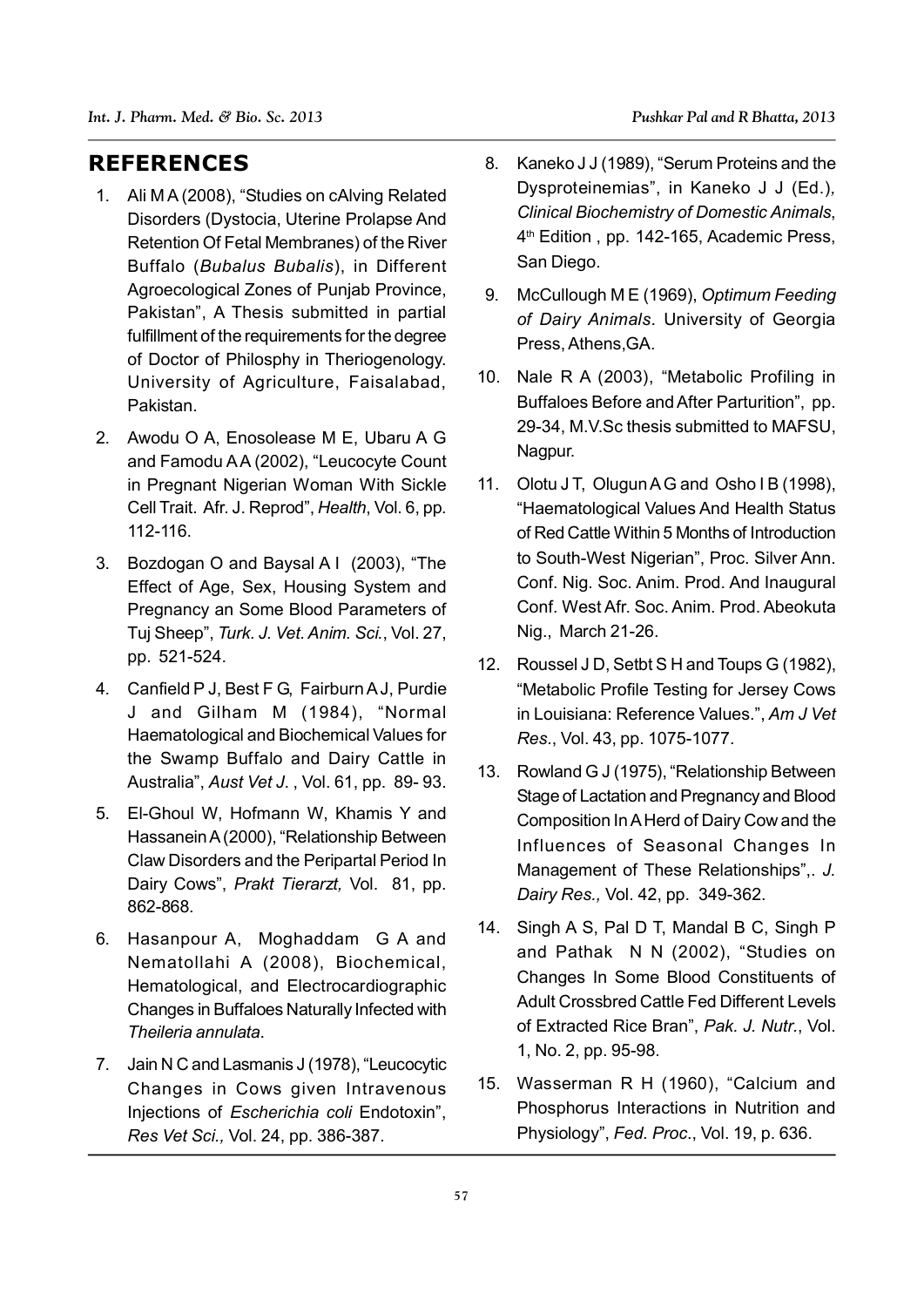## REFERENCES

1. Ali M A (2008), "Studies on cAlving Related Disorders (Dystocia, Uterine Prolapse And Retention Of Fetal Membranes) of the River Buffalo (*Bubalus Bubalis*), in Different Agroecological Zones of Punjab Province, Pakistan", A Thesis submitted in partial fulfillment of the requirements for the degree of Doctor of Philosphy in Theriogenology. University of Agriculture, Faisalabad, Pakistan.
2. Awodu O A, Enosolease M E, Ubaru A G and Famodu A A (2002), "Leucocyte Count in Pregnant Nigerian Woman With Sickle Cell Trait. Afr. J. Reprod", *Health*, Vol. 6, pp. 112-116.
3. Bozdogan O and Baysal A I (2003), "The Effect of Age, Sex, Housing System and Pregnancy an Some Blood Parameters of Tuj Sheep", *Turk. J. Vet. Anim. Sci.*, Vol. 27, pp. 521-524.
4. Canfield P J, Best F G, Fairburn A J, Purdie J and Gilham M (1984), "Normal Haematological and Biochemical Values for the Swamp Buffalo and Dairy Cattle in Australia", *Aust Vet J.* , Vol. 61, pp. 89- 93.
5. El-Ghoul W, Hofmann W, Khamis Y and Hassanein A (2000), "Relationship Between Claw Disorders and the Peripartal Period In Dairy Cows", *Prakt Tierarzt,* Vol. 81, pp. 862-868.
6. Hasanpour A, Moghaddam G A and Nematollahi A (2008), Biochemical, Hematological, and Electrocardiographic Changes in Buffaloes Naturally Infected with *Theileria annulata*.
7. Jain N C and Lasmanis J (1978), "Leucocytic Changes in Cows given Intravenous Injections of *Escherichia coli* Endotoxin", *Res Vet Sci.,* Vol. 24, pp. 386-387.
8. Kaneko J J (1989), "Serum Proteins and the Dysproteinemias", in Kaneko J J (Ed.), *Clinical Biochemistry of Domestic Animals*, 4th Edition , pp. 142-165, Academic Press, San Diego.
9. McCullough M E (1969), *Optimum Feeding of Dairy Animals*. University of Georgia Press, Athens,GA.
10. Nale R A (2003), "Metabolic Profiling in Buffaloes Before and After Parturition", pp. 29-34, M.V.Sc thesis submitted to MAFSU, Nagpur.
11. Olotu J T, Olugun A G and Osho I B (1998), "Haematological Values And Health Status of Red Cattle Within 5 Months of Introduction to South-West Nigerian", Proc. Silver Ann. Conf. Nig. Soc. Anim. Prod. And Inaugural Conf. West Afr. Soc. Anim. Prod. Abeokuta Nig., March 21-26.
12. Roussel J D, Setbt S H and Toups G (1982), "Metabolic Profile Testing for Jersey Cows in Louisiana: Reference Values.", *Am J Vet Res.*, Vol. 43, pp. 1075-1077.
13. Rowland G J (1975), "Relationship Between Stage of Lactation and Pregnancy and Blood Composition In A Herd of Dairy Cow and the Influences of Seasonal Changes In Management of These Relationships",. *J. Dairy Res.,* Vol. 42, pp. 349-362.
14. Singh A S, Pal D T, Mandal B C, Singh P and Pathak N N (2002), "Studies on Changes In Some Blood Constituents of Adult Crossbred Cattle Fed Different Levels of Extracted Rice Bran", *Pak. J. Nutr.*, Vol. 1, No. 2, pp. 95-98.
15. Wasserman R H (1960), "Calcium and Phosphorus Interactions in Nutrition and Physiology", *Fed. Proc.*, Vol. 19, p. 636.